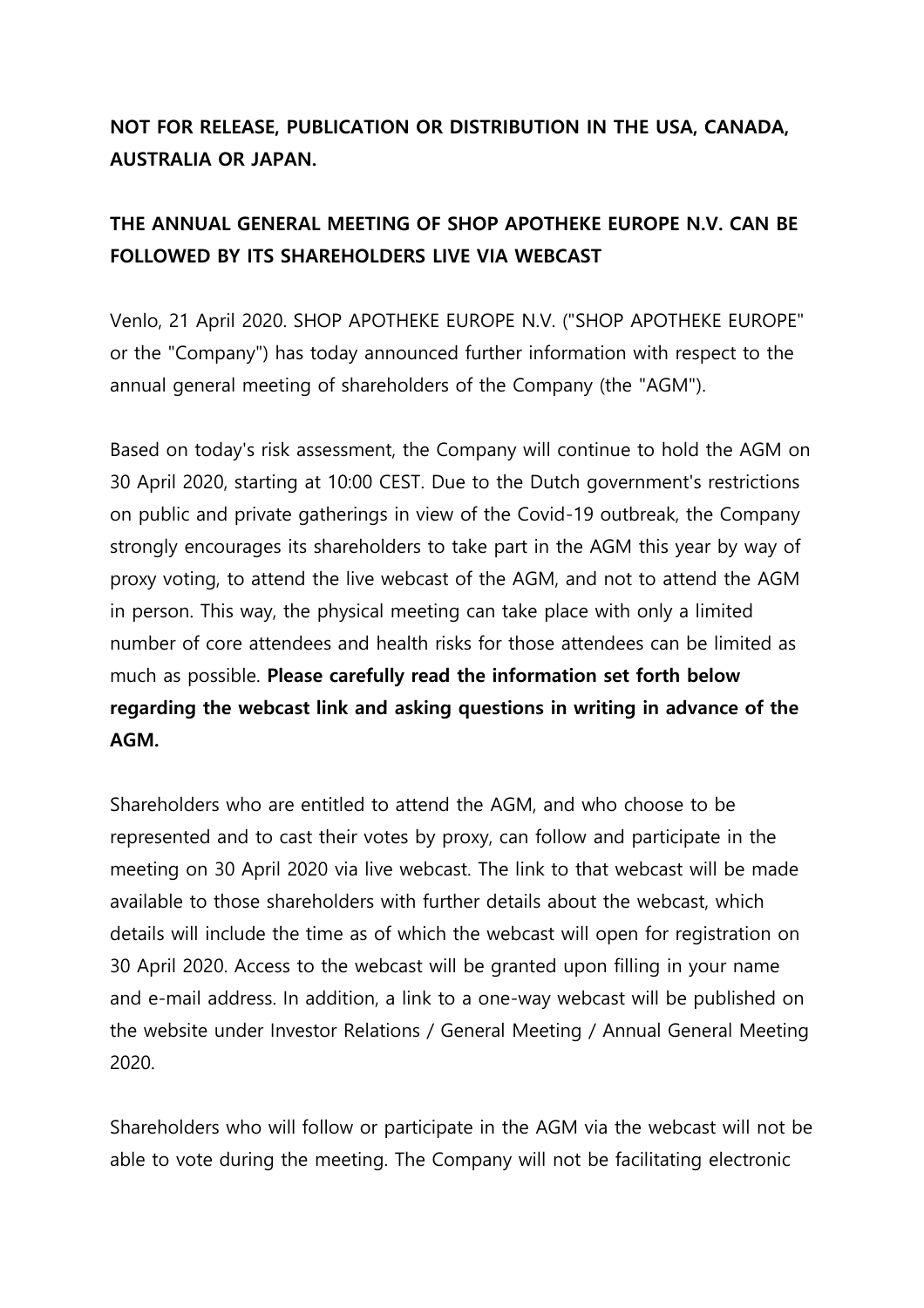**NOT FOR RELEASE, PUBLICATION OR DISTRIBUTION IN THE USA, CANADA, AUSTRALIA OR JAPAN.**

**THE ANNUAL GENERAL MEETING OF SHOP APOTHEKE EUROPE N.V. CAN BE FOLLOWED BY ITS SHAREHOLDERS LIVE VIA WEBCAST**

Venlo, 21 April 2020. SHOP APOTHEKE EUROPE N.V. ("SHOP APOTHEKE EUROPE" or the "Company") has today announced further information with respect to the annual general meeting of shareholders of the Company (the "AGM").

Based on today's risk assessment, the Company will continue to hold the AGM on 30 April 2020, starting at 10:00 CEST. Due to the Dutch government's restrictions on public and private gatherings in view of the Covid-19 outbreak, the Company strongly encourages its shareholders to take part in the AGM this year by way of proxy voting, to attend the live webcast of the AGM, and not to attend the AGM in person. This way, the physical meeting can take place with only a limited number of core attendees and health risks for those attendees can be limited as much as possible. **Please carefully read the information set forth below regarding the webcast link and asking questions in writing in advance of the AGM.**

Shareholders who are entitled to attend the AGM, and who choose to be represented and to cast their votes by proxy, can follow and participate in the meeting on 30 April 2020 via live webcast. The link to that webcast will be made available to those shareholders with further details about the webcast, which details will include the time as of which the webcast will open for registration on 30 April 2020. Access to the webcast will be granted upon filling in your name and e-mail address. In addition, a link to a one-way webcast will be published on the website under Investor Relations / General Meeting / Annual General Meeting 2020.

Shareholders who will follow or participate in the AGM via the webcast will not be able to vote during the meeting. The Company will not be facilitating electronic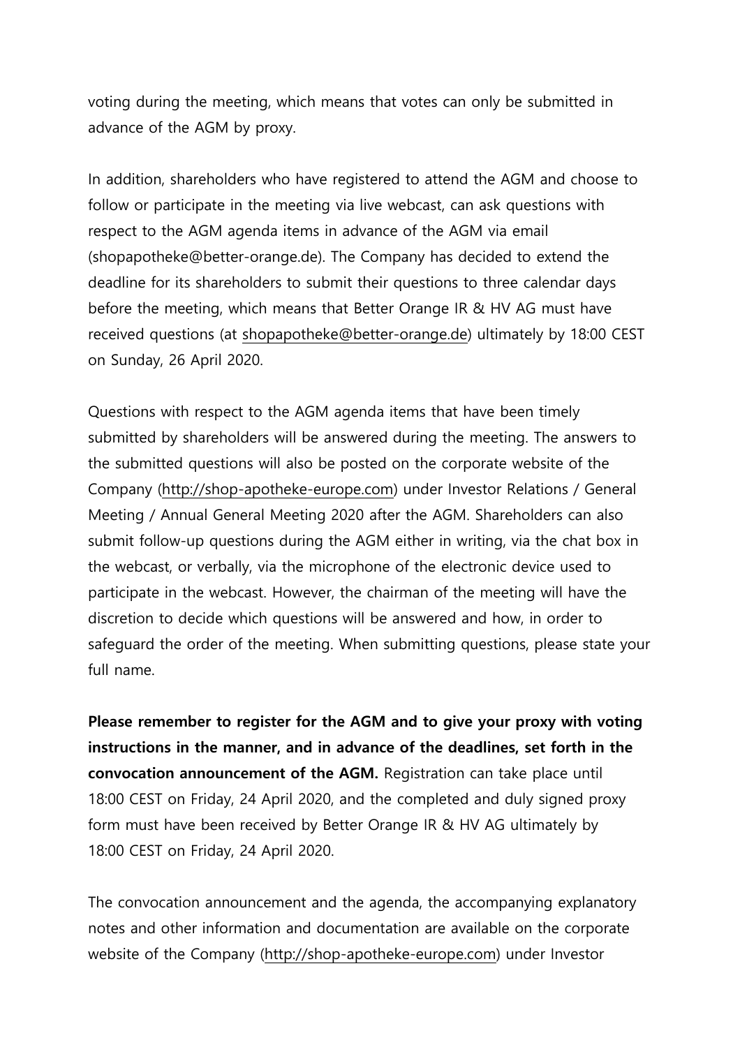voting during the meeting, which means that votes can only be submitted in advance of the AGM by proxy.

In addition, shareholders who have registered to attend the AGM and choose to follow or participate in the meeting via live webcast, can ask questions with respect to the AGM agenda items in advance of the AGM via email (shopapotheke@better-orange.de). The Company has decided to extend the deadline for its shareholders to submit their questions to three calendar days before the meeting, which means that Better Orange IR & HV AG must have received questions (at shopapotheke@better-orange.de) ultimately by 18:00 CEST on Sunday, 26 April 2020.

Questions with respect to the AGM agenda items that have been timely submitted by shareholders will be answered during the meeting. The answers to the submitted questions will also be posted on the corporate website of the Company (http://shop-apotheke-europe.com) under Investor Relations / General Meeting / Annual General Meeting 2020 after the AGM. Shareholders can also submit follow-up questions during the AGM either in writing, via the chat box in the webcast, or verbally, via the microphone of the electronic device used to participate in the webcast. However, the chairman of the meeting will have the discretion to decide which questions will be answered and how, in order to safeguard the order of the meeting. When submitting questions, please state your full name.

**Please remember to register for the AGM and to give your proxy with voting instructions in the manner, and in advance of the deadlines, set forth in the convocation announcement of the AGM.** Registration can take place until 18:00 CEST on Friday, 24 April 2020, and the completed and duly signed proxy form must have been received by Better Orange IR & HV AG ultimately by 18:00 CEST on Friday, 24 April 2020.

The convocation announcement and the agenda, the accompanying explanatory notes and other information and documentation are available on the corporate website of the Company (http://shop-apotheke-europe.com) under Investor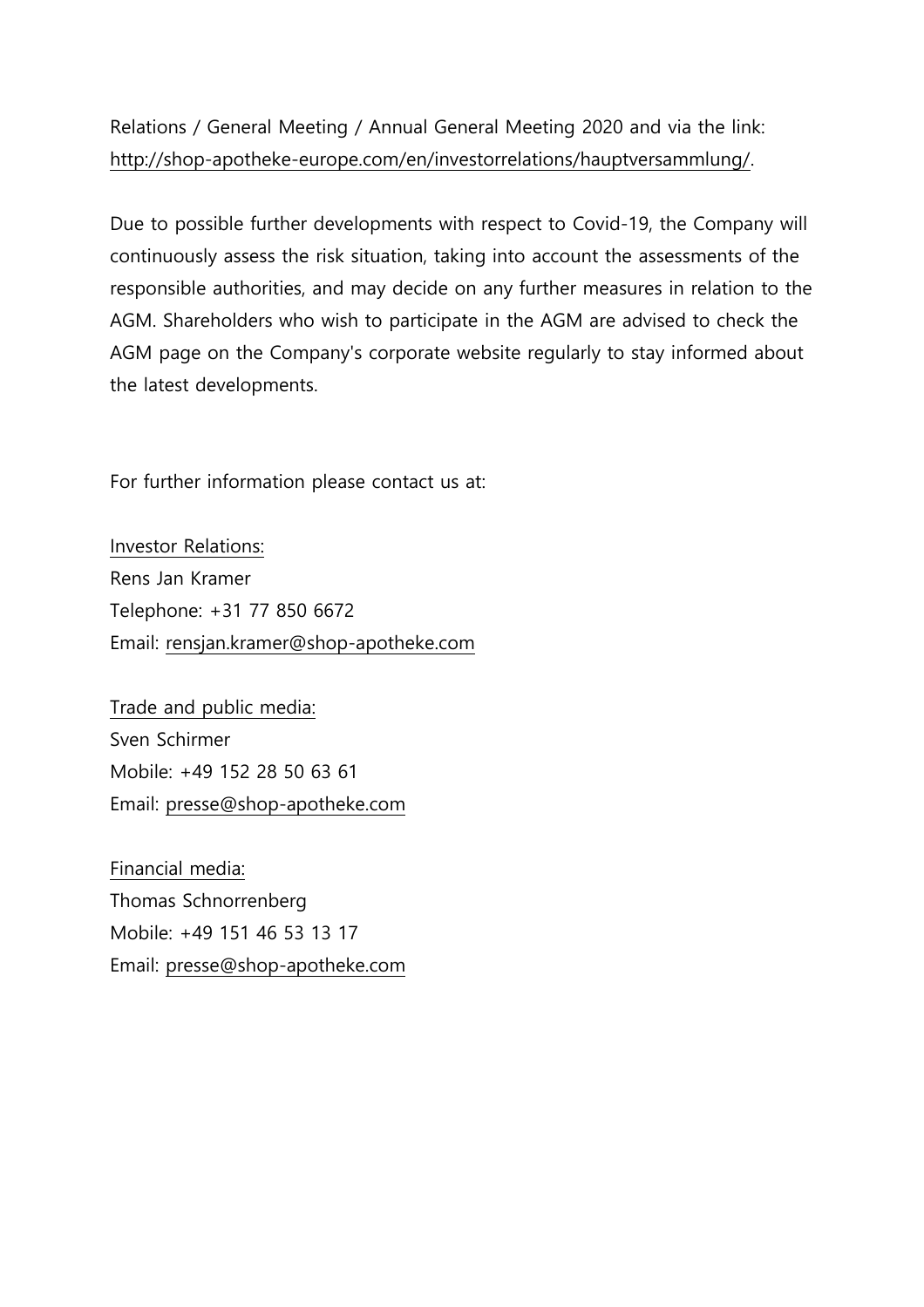Relations / General Meeting / Annual General Meeting 2020 and via the link: http://shop-apotheke-europe.com/en/investorrelations/hauptversammlung/.

Due to possible further developments with respect to Covid-19, the Company will continuously assess the risk situation, taking into account the assessments of the responsible authorities, and may decide on any further measures in relation to the AGM. Shareholders who wish to participate in the AGM are advised to check the AGM page on the Company's corporate website regularly to stay informed about the latest developments.

For further information please contact us at:

Investor Relations:
Rens Jan Kramer
Telephone: +31 77 850 6672
Email: rensjan.kramer@shop-apotheke.com

Trade and public media:
Sven Schirmer
Mobile: +49 152 28 50 63 61
Email: presse@shop-apotheke.com

Financial media:
Thomas Schnorrenberg
Mobile: +49 151 46 53 13 17
Email: presse@shop-apotheke.com